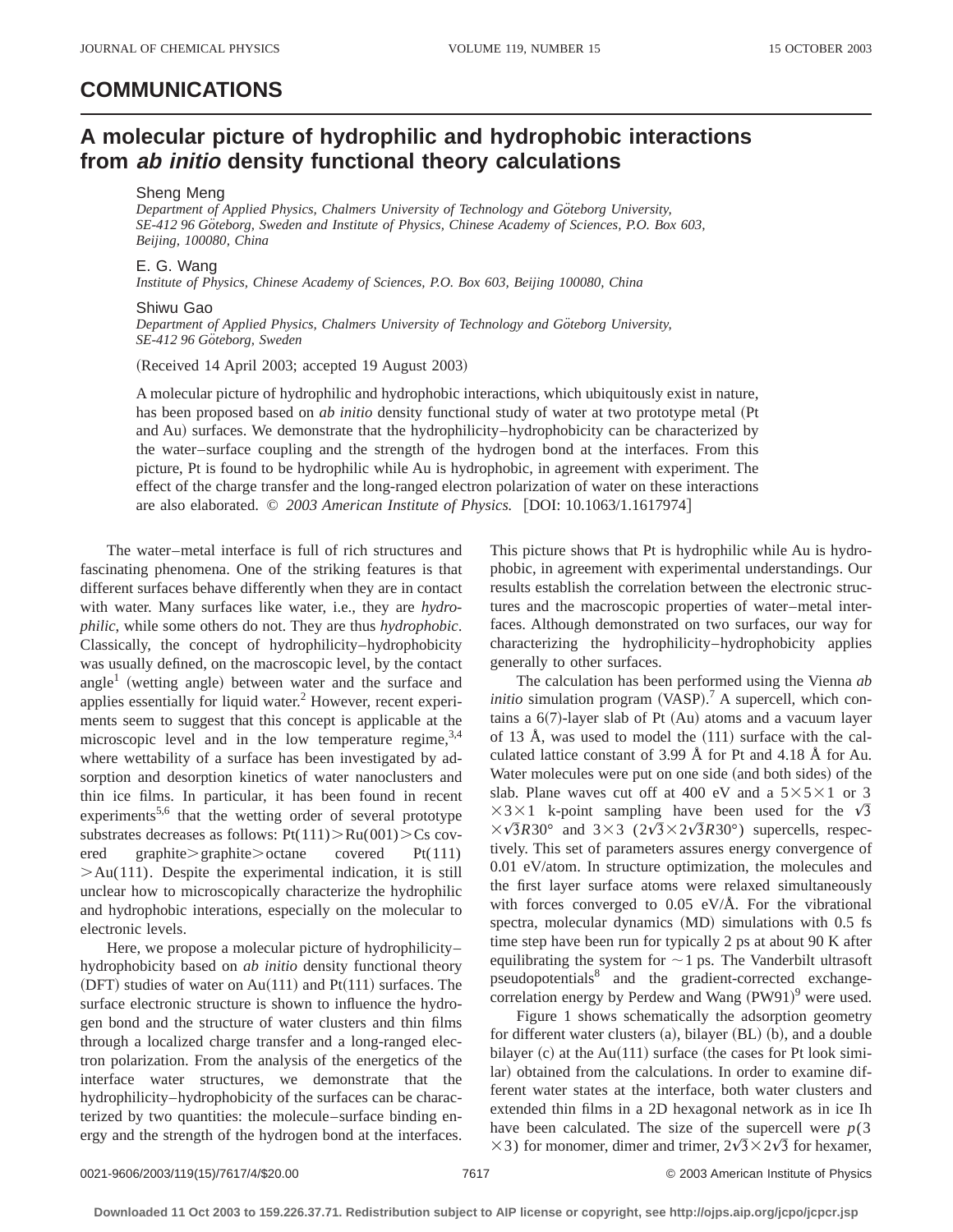## COMMUNICATIONS

# A molecular picture of hydrophilic and hydrophobic interactions from *ab initio* density functional theory calculations

Sheng Meng
*Department of Applied Physics, Chalmers University of Technology and Göteborg University, SE-412 96 Göteborg, Sweden and Institute of Physics, Chinese Academy of Sciences, P.O. Box 603, Beijing, 100080, China*

E. G. Wang
*Institute of Physics, Chinese Academy of Sciences, P.O. Box 603, Beijing 100080, China*

Shiwu Gao
*Department of Applied Physics, Chalmers University of Technology and Göteborg University, SE-412 96 Göteborg, Sweden*

(Received 14 April 2003; accepted 19 August 2003)

A molecular picture of hydrophilic and hydrophobic interactions, which ubiquitously exist in nature, has been proposed based on *ab initio* density functional study of water at two prototype metal (Pt and Au) surfaces. We demonstrate that the hydrophilicity–hydrophobicity can be characterized by the water–surface coupling and the strength of the hydrogen bond at the interfaces. From this picture, Pt is found to be hydrophilic while Au is hydrophobic, in agreement with experiment. The effect of the charge transfer and the long-ranged electron polarization of water on these interactions are also elaborated. © *2003 American Institute of Physics.* [DOI: 10.1063/1.1617974]

The water–metal interface is full of rich structures and fascinating phenomena. One of the striking features is that different surfaces behave differently when they are in contact with water. Many surfaces like water, i.e., they are *hydrophilic*, while some others do not. They are thus *hydrophobic*. Classically, the concept of hydrophilicity–hydrophobicity was usually defined, on the macroscopic level, by the contact angle[1] (wetting angle) between water and the surface and applies essentially for liquid water.[2] However, recent experiments seem to suggest that this concept is applicable at the microscopic level and in the low temperature regime,[3,4] where wettability of a surface has been investigated by adsorption and desorption kinetics of water nanoclusters and thin ice films. In particular, it has been found in recent experiments[5,6] that the wetting order of several prototype substrates decreases as follows: Pt(111) > Ru(001) > Cs covered graphite > graphite > octane covered Pt(111) > Au(111). Despite the experimental indication, it is still unclear how to microscopically characterize the hydrophilic and hydrophobic interations, especially on the molecular to electronic levels.

Here, we propose a molecular picture of hydrophilicity–hydrophobicity based on *ab initio* density functional theory (DFT) studies of water on Au(111) and Pt(111) surfaces. The surface electronic structure is shown to influence the hydrogen bond and the structure of water clusters and thin films through a localized charge transfer and a long-ranged electron polarization. From the analysis of the energetics of the interface water structures, we demonstrate that the hydrophilicity–hydrophobicity of the surfaces can be characterized by two quantities: the molecule–surface binding energy and the strength of the hydrogen bond at the interfaces. This picture shows that Pt is hydrophilic while Au is hydrophobic, in agreement with experimental understandings. Our results establish the correlation between the electronic structures and the macroscopic properties of water–metal interfaces. Although demonstrated on two surfaces, our way for characterizing the hydrophilicity–hydrophobicity applies generally to other surfaces.

The calculation has been performed using the Vienna *ab initio* simulation program (VASP).[7] A supercell, which contains a 6(7)-layer slab of Pt (Au) atoms and a vacuum layer of 13 Å, was used to model the (111) surface with the calculated lattice constant of 3.99 Å for Pt and 4.18 Å for Au. Water molecules were put on one side (and both sides) of the slab. Plane waves cut off at 400 eV and a $5\times5\times1$ or $3\times3\times1$ k-point sampling have been used for the $\sqrt{3}\times\sqrt{3}R30°$ and $3\times3$ ($2\sqrt{3}\times2\sqrt{3}R30°$) supercells, respectively. This set of parameters assures energy convergence of 0.01 eV/atom. In structure optimization, the molecules and the first layer surface atoms were relaxed simultaneously with forces converged to 0.05 eV/Å. For the vibrational spectra, molecular dynamics (MD) simulations with 0.5 fs time step have been run for typically 2 ps at about 90 K after equilibrating the system for ~1 ps. The Vanderbilt ultrasoft pseudopotentials[8] and the gradient-corrected exchange-correlation energy by Perdew and Wang (PW91)[9] were used.

Figure 1 shows schematically the adsorption geometry for different water clusters (a), bilayer (BL) (b), and a double bilayer (c) at the Au(111) surface (the cases for Pt look similar) obtained from the calculations. In order to examine different water states at the interface, both water clusters and extended thin films in a 2D hexagonal network as in ice Ih have been calculated. The size of the supercell were $p(3\times3)$ for monomer, dimer and trimer, $2\sqrt{3}\times2\sqrt{3}$ for hexamer,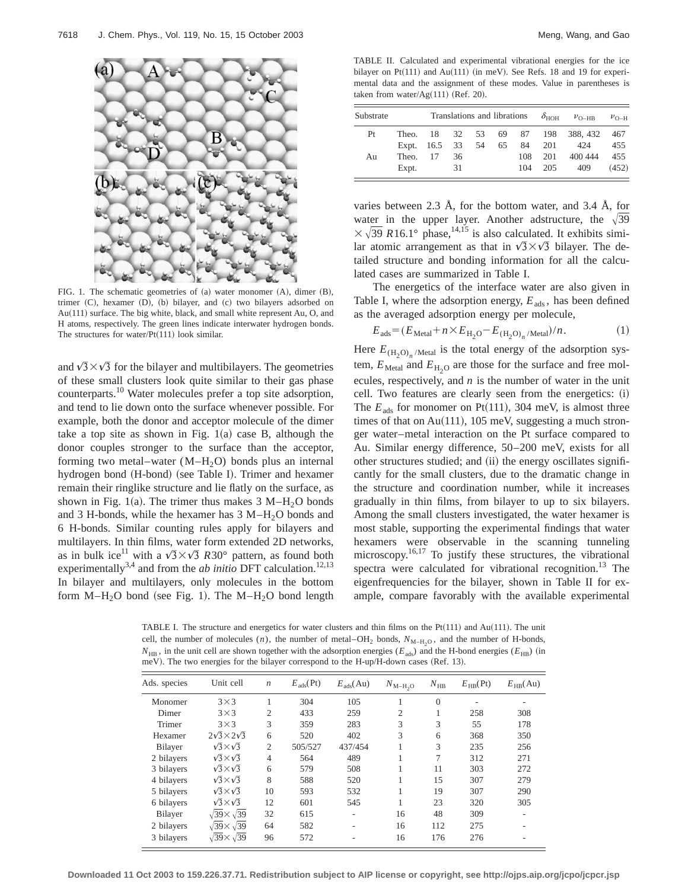FIG. 1. The schematic geometries of (a) water monomer (A), dimer (B), trimer (C), hexamer (D), (b) bilayer, and (c) two bilayers adsorbed on Au(111) surface. The big white, black, and small white represent Au, O, and H atoms, respectively. The green lines indicate interwater hydrogen bonds. The structures for water/Pt(111) look similar.

and $\sqrt{3}\times\sqrt{3}$ for the bilayer and multibilayers. The geometries of these small clusters look quite similar to their gas phase counterparts.[10] Water molecules prefer a top site adsorption, and tend to lie down onto the surface whenever possible. For example, both the donor and acceptor molecule of the dimer take a top site as shown in Fig. 1(a) case B, although the donor couples stronger to the surface than the acceptor, forming two metal–water (M–$H_2O$) bonds plus an internal hydrogen bond (H-bond) (see Table I). Trimer and hexamer remain their ringlike structure and lie flatly on the surface, as shown in Fig. 1(a). The trimer thus makes 3 M–$H_2O$ bonds and 3 H-bonds, while the hexamer has 3 M–$H_2O$ bonds and 6 H-bonds. Similar counting rules apply for bilayers and multilayers. In thin films, water form extended 2D networks, as in bulk ice[11] with a $\sqrt{3}\times\sqrt{3}$ $R30°$ pattern, as found both experimentally[3,4] and from the *ab initio* DFT calculation.[12,13] In bilayer and multilayers, only molecules in the bottom form M–$H_2O$ bond (see Fig. 1). The M–$H_2O$ bond length varies between 2.3 Å, for the bottom water, and 3.4 Å, for water in the upper layer. Another adstructure, the $\sqrt{39}\times\sqrt{39}$ $R16.1°$ phase,[14,15] is also calculated. It exhibits similar atomic arrangement as that in $\sqrt{3}\times\sqrt{3}$ bilayer. The detailed structure and bonding information for all the calculated cases are summarized in Table I.

TABLE II. Calculated and experimental vibrational energies for the ice bilayer on Pt(111) and Au(111) (in meV). See Refs. 18 and 19 for experimental data and the assignment of these modes. Value in parentheses is taken from water/Ag(111) (Ref. 20).

| Substrate | | Translations and librations | | | | | $\delta_{HOH}$ | $\nu_{O-HB}$ | $\nu_{O-H}$ |
|---|---|---|---|---|---|---|---|---|---|
| Pt | Theo. | 18 | 32 | 53 | 69 | 87 | 198 | 388, 432 | 467 |
| | Expt. | 16.5 | 33 | 54 | 65 | 84 | 201 | 424 | 455 |
| Au | Theo. | 17 | 36 | | | 108 | 201 | 400 444 | 455 |
| | Expt. | | 31 | | | 104 | 205 | 409 | (452) |

The energetics of the interface water are also given in Table I, where the adsorption energy, $E_{ads}$, has been defined as the averaged adsorption energy per molecule,

$$E_{ads}=(E_{Metal}+n\times E_{H_2O}-E_{(H_2O)_n/Metal})/n. \tag{1}$$

Here $E_{(H_2O)_n/Metal}$ is the total energy of the adsorption system, $E_{Metal}$ and $E_{H_2O}$ are those for the surface and free molecules, respectively, and $n$ is the number of water in the unit cell. Two features are clearly seen from the energetics: (i) The $E_{ads}$ for monomer on Pt(111), 304 meV, is almost three times of that on Au(111), 105 meV, suggesting a much stronger water–metal interaction on the Pt surface compared to Au. Similar energy difference, 50–200 meV, exists for all other structures studied; and (ii) the energy oscillates significantly for the small clusters, due to the dramatic change in the structure and coordination number, while it increases gradually in thin films, from bilayer to up to six bilayers. Among the small clusters investigated, the water hexamer is most stable, supporting the experimental findings that water hexamers were observable in the scanning tunneling microscopy.[16,17] To justify these structures, the vibrational spectra were calculated for vibrational recognition.[13] The eigenfrequencies for the bilayer, shown in Table II for example, compare favorably with the available experimental

TABLE I. The structure and energetics for water clusters and thin films on the Pt(111) and Au(111). The unit cell, the number of molecules ($n$), the number of metal–$OH_2$ bonds, $N_{M-H_2O}$, and the number of H-bonds, $N_{HB}$, in the unit cell are shown together with the adsorption energies ($E_{ads}$) and the H-bond energies ($E_{HB}$) (in meV). The two energies for the bilayer correspond to the H-up/H-down cases (Ref. 13).

| Ads. species | Unit cell | $n$ | $E_{ads}$(Pt) | $E_{ads}$(Au) | $N_{M-H_2O}$ | $N_{HB}$ | $E_{HB}$(Pt) | $E_{HB}$(Au) |
|---|---|---|---|---|---|---|---|---|
| Monomer | $3\times3$ | 1 | 304 | 105 | 1 | 0 | - | - |
| Dimer | $3\times3$ | 2 | 433 | 259 | 2 | 1 | 258 | 308 |
| Trimer | $3\times3$ | 3 | 359 | 283 | 3 | 3 | 55 | 178 |
| Hexamer | $2\sqrt{3}\times2\sqrt{3}$ | 6 | 520 | 402 | 3 | 6 | 368 | 350 |
| Bilayer | $\sqrt{3}\times\sqrt{3}$ | 2 | 505/527 | 437/454 | 1 | 3 | 235 | 256 |
| 2 bilayers | $\sqrt{3}\times\sqrt{3}$ | 4 | 564 | 489 | 1 | 7 | 312 | 271 |
| 3 bilayers | $\sqrt{3}\times\sqrt{3}$ | 6 | 579 | 508 | 1 | 11 | 303 | 272 |
| 4 bilayers | $\sqrt{3}\times\sqrt{3}$ | 8 | 588 | 520 | 1 | 15 | 307 | 279 |
| 5 bilayers | $\sqrt{3}\times\sqrt{3}$ | 10 | 593 | 532 | 1 | 19 | 307 | 290 |
| 6 bilayers | $\sqrt{3}\times\sqrt{3}$ | 12 | 601 | 545 | 1 | 23 | 320 | 305 |
| Bilayer | $\sqrt{39}\times\sqrt{39}$ | 32 | 615 | - | 16 | 48 | 309 | - |
| 2 bilayers | $\sqrt{39}\times\sqrt{39}$ | 64 | 582 | - | 16 | 112 | 275 | - |
| 3 bilayers | $\sqrt{39}\times\sqrt{39}$ | 96 | 572 | - | 16 | 176 | 276 | - |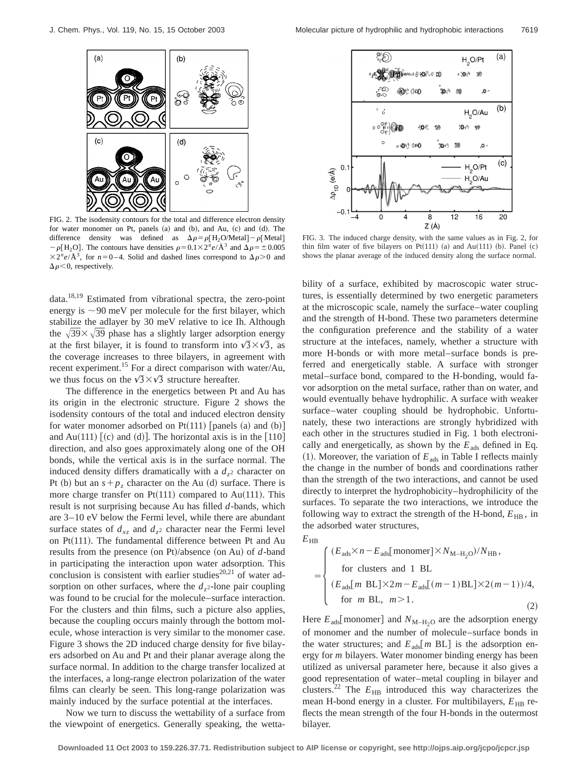FIG. 2. The isodensity contours for the total and difference electron density for water monomer on Pt, panels (a) and (b), and Au, (c) and (d). The difference density was defined as $\Delta\rho=\rho[H_2O/Metal]-\rho[Metal]-\rho[H_2O]$. The contours have densities $\rho=0.1\times 2^n e/Å^3$ and $\Delta\rho=\pm 0.005\times 2^n e/Å^3$, for $n=0-4$. Solid and dashed lines correspond to $\Delta\rho>0$ and $\Delta\rho<0$, respectively.

FIG. 3. The induced charge density, with the same values as in Fig. 2, for thin film water of five bilayers on Pt(111) (a) and Au(111) (b). Panel (c) shows the planar average of the induced density along the surface normal.

data.[18,19] Estimated from vibrational spectra, the zero-point energy is ~90 meV per molecule for the first bilayer, which stabilize the adlayer by 30 meV relative to ice Ih. Although the $\sqrt{39}\times\sqrt{39}$ phase has a slightly larger adsorption energy at the first bilayer, it is found to transform into $\sqrt{3}\times\sqrt{3}$, as the coverage increases to three bilayers, in agreement with recent experiment.[15] For a direct comparison with water/Au, we thus focus on the $\sqrt{3}\times\sqrt{3}$ structure hereafter.

The difference in the energetics between Pt and Au has its origin in the electronic structure. Figure 2 shows the isodensity contours of the total and induced electron density for water monomer adsorbed on Pt(111) [panels (a) and (b)] and Au(111) [(c) and (d)]. The horizontal axis is in the [110] direction, and also goes approximately along one of the OH bonds, while the vertical axis is in the surface normal. The induced density differs dramatically with a $d_{z^2}$ character on Pt (b) but an $s+p_z$ character on the Au (d) surface. There is more charge transfer on Pt(111) compared to Au(111). This result is not surprising because Au has filled $d$-bands, which are 3–10 eV below the Fermi level, while there are abundant surface states of $d_{xz}$ and $d_{z^2}$ character near the Fermi level on Pt(111). The fundamental difference between Pt and Au results from the presence (on Pt)/absence (on Au) of $d$-band in participating the interaction upon water adsorption. This conclusion is consistent with earlier studies[20,21] of water adsorption on other surfaces, where the $d_{z^2}$-lone pair coupling was found to be crucial for the molecule–surface interaction. For the clusters and thin films, such a picture also applies, because the coupling occurs mainly through the bottom molecule, whose interaction is very similar to the monomer case. Figure 3 shows the 2D induced charge density for five bilayers adsorbed on Au and Pt and their planar average along the surface normal. In addition to the charge transfer localized at the interfaces, a long-range electron polarization of the water films can clearly be seen. This long-range polarization was mainly induced by the surface potential at the interfaces.

Now we turn to discuss the wettability of a surface from the viewpoint of energetics. Generally speaking, the wettability of a surface, exhibited by macroscopic water structures, is essentially determined by two energetic parameters at the microscopic scale, namely the surface–water coupling and the strength of H-bond. These two parameters determine the configuration preference and the stability of a water structure at the intefaces, namely, whether a structure with more H-bonds or with more metal–surface bonds is preferred and energetically stable. A surface with stronger metal–surface bond, compared to the H-bonding, would favor adsorption on the metal surface, rather than on water, and would eventually behave hydrophilic. A surface with weaker surface–water coupling should be hydrophobic. Unfortunately, these two interactions are strongly hybridized with each other in the structures studied in Fig. 1 both electronically and energetically, as shown by the $E_{ads}$ defined in Eq. (1). Moreover, the variation of $E_{ads}$ in Table I reflects mainly the change in the number of bonds and coordinations rather than the strength of the two interactions, and cannot be used directly to interpret the hydrophobicity–hydrophilicity of the surfaces. To separate the two interactions, we introduce the following way to extract the strength of the H-bond, $E_{HB}$, in the adsorbed water structures,

$$E_{HB}=\begin{cases}(E_{ads}\times n-E_{ads}[\text{monomer}]\times N_{M-H_2O})/N_{HB}, & \\ \quad \text{for clusters and 1 BL} & \\ (E_{ads}[m\ \text{BL}]\times 2m-E_{ads}[(m-1)\text{BL}]\times 2(m-1))/4, & \\ \quad \text{for } m \text{ BL},\ m>1. & \end{cases} \tag{2}$$

Here $E_{ads}$[monomer] and $N_{M-H_2O}$ are the adsorption energy of monomer and the number of molecule–surface bonds in the water structures; and $E_{ads}[m\ \text{BL}]$ is the adsorption energy for $m$ bilayers. Water monomer binding energy has been utilized as universal parameter here, because it also gives a good representation of water–metal coupling in bilayer and clusters.[22] The $E_{HB}$ introduced this way characterizes the mean H-bond energy in a cluster. For multibilayers, $E_{HB}$ reflects the mean strength of the four H-bonds in the outermost bilayer.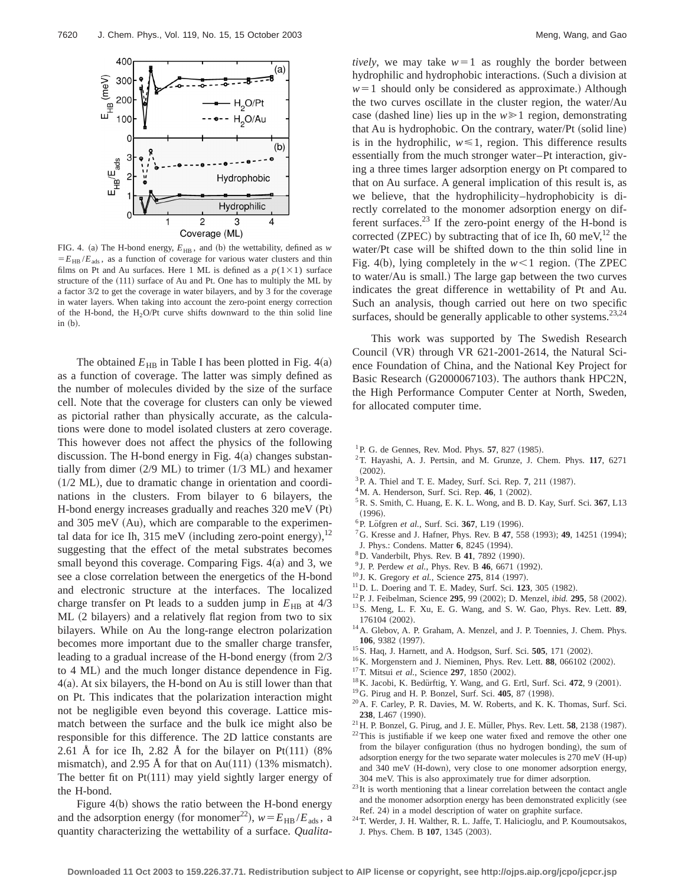(a)

400

300

200

100

0

$E_{HB}$ (meV)

$H_2O$/Pt

$H_2O$/Au

(b)

3

2

1

0

$E_{HB}/E_{ads}$

Hydrophobic

Hydrophilic

1 2 3 4

Coverage (ML)

FIG. 4. (a) The H-bond energy, $E_{HB}$, and (b) the wettability, defined as $w = E_{HB}/E_{ads}$, as a function of coverage for various water clusters and thin films on Pt and Au surfaces. Here 1 ML is defined as a $p(1\times1)$ surface structure of the (111) surface of Au and Pt. One has to multiply the ML by a factor 3/2 to get the coverage in water bilayers, and by 3 for the coverage in water layers. When taking into account the zero-point energy correction of the H-bond, the $H_2O$/Pt curve shifts downward to the thin solid line in (b).

The obtained $E_{HB}$ in Table I has been plotted in Fig. 4(a) as a function of coverage. The latter was simply defined as the number of molecules divided by the size of the surface cell. Note that the coverage for clusters can only be viewed as pictorial rather than physically accurate, as the calculations were done to model isolated clusters at zero coverage. This however does not affect the physics of the following discussion. The H-bond energy in Fig. 4(a) changes substantially from dimer (2/9 ML) to trimer (1/3 ML) and hexamer (1/2 ML), due to dramatic change in orientation and coordinations in the clusters. From bilayer to 6 bilayers, the H-bond energy increases gradually and reaches 320 meV (Pt) and 305 meV (Au), which are comparable to the experimental data for ice Ih, 315 meV (including zero-point energy),[12] suggesting that the effect of the metal substrates becomes small beyond this coverage. Comparing Figs. 4(a) and 3, we see a close correlation between the energetics of the H-bond and electronic structure at the interfaces. The localized charge transfer on Pt leads to a sudden jump in $E_{HB}$ at 4/3 ML (2 bilayers) and a relatively flat region from two to six bilayers. While on Au the long-range electron polarization becomes more important due to the smaller charge transfer, leading to a gradual increase of the H-bond energy (from 2/3 to 4 ML) and the much longer distance dependence in Fig. 4(a). At six bilayers, the H-bond on Au is still lower than that on Pt. This indicates that the polarization interaction might not be negligible even beyond this coverage. Lattice mismatch between the surface and the bulk ice might also be responsible for this difference. The 2D lattice constants are 2.61 Å for ice Ih, 2.82 Å for the bilayer on Pt(111) (8% mismatch), and 2.95 Å for that on Au(111) (13% mismatch). The better fit on Pt(111) may yield slightly larger energy of the H-bond.

Figure 4(b) shows the ratio between the H-bond energy and the adsorption energy (for monomer[22]), $w = E_{HB}/E_{ads}$, a quantity characterizing the wettability of a surface. *Qualitatively*, we may take $w=1$ as roughly the border between hydrophilic and hydrophobic interactions. (Such a division at $w=1$ should only be considered as approximate.) Although the two curves oscillate in the cluster region, the water/Au case (dashed line) lies up in the $w \gg 1$ region, demonstrating that Au is hydrophobic. On the contrary, water/Pt (solid line) is in the hydrophilic, $w \leq 1$, region. This difference results essentially from the much stronger water–Pt interaction, giving a three times larger adsorption energy on Pt compared to that on Au surface. A general implication of this result is, as we believe, that the hydrophilicity–hydrophobicity is directly correlated to the monomer adsorption energy on different surfaces.[23] If the zero-point energy of the H-bond is corrected (ZPEC) by subtracting that of ice Ih, 60 meV,[12] the water/Pt case will be shifted down to the thin solid line in Fig. 4(b), lying completely in the $w<1$ region. (The ZPEC to water/Au is small.) The large gap between the two curves indicates the great difference in wettability of Pt and Au. Such an analysis, though carried out here on two specific surfaces, should be generally applicable to other systems.[23,24]

This work was supported by The Swedish Research Council (VR) through VR 621-2001-2614, the Natural Science Foundation of China, and the National Key Project for Basic Research (G2000067103). The authors thank HPC2N, the High Performance Computer Center at North, Sweden, for allocated computer time.

[1] P. G. de Gennes, Rev. Mod. Phys. **57**, 827 (1985).
[2] T. Hayashi, A. J. Pertsin, and M. Grunze, J. Chem. Phys. **117**, 6271 (2002).
[3] P. A. Thiel and T. E. Madey, Surf. Sci. Rep. **7**, 211 (1987).
[4] M. A. Henderson, Surf. Sci. Rep. **46**, 1 (2002).
[5] R. S. Smith, C. Huang, E. K. L. Wong, and B. D. Kay, Surf. Sci. **367**, L13 (1996).
[6] P. Löfgren *et al.*, Surf. Sci. **367**, L19 (1996).
[7] G. Kresse and J. Hafner, Phys. Rev. B **47**, 558 (1993); **49**, 14251 (1994); J. Phys.: Condens. Matter **6**, 8245 (1994).
[8] D. Vanderbilt, Phys. Rev. B **41**, 7892 (1990).
[9] J. P. Perdew *et al.*, Phys. Rev. B **46**, 6671 (1992).
[10] J. K. Gregory *et al.*, Science **275**, 814 (1997).
[11] D. L. Doering and T. E. Madey, Surf. Sci. **123**, 305 (1982).
[12] P. J. Feibelman, Science **295**, 99 (2002); D. Menzel, *ibid.* **295**, 58 (2002).
[13] S. Meng, L. F. Xu, E. G. Wang, and S. W. Gao, Phys. Rev. Lett. **89**, 176104 (2002).
[14] A. Glebov, A. P. Graham, A. Menzel, and J. P. Toennies, J. Chem. Phys. **106**, 9382 (1997).
[15] S. Haq, J. Harnett, and A. Hodgson, Surf. Sci. **505**, 171 (2002).
[16] K. Morgenstern and J. Nieminen, Phys. Rev. Lett. **88**, 066102 (2002).
[17] T. Mitsui *et al.*, Science **297**, 1850 (2002).
[18] K. Jacobi, K. Bedürftig, Y. Wang, and G. Ertl, Surf. Sci. **472**, 9 (2001).
[19] G. Pirug and H. P. Bonzel, Surf. Sci. **405**, 87 (1998).
[20] A. F. Carley, P. R. Davies, M. W. Roberts, and K. K. Thomas, Surf. Sci. **238**, L467 (1990).
[21] H. P. Bonzel, G. Pirug, and J. E. Müller, Phys. Rev. Lett. **58**, 2138 (1987).
[22] This is justifiable if we keep one water fixed and remove the other one from the bilayer configuration (thus no hydrogen bonding), the sum of adsorption energy for the two separate water molecules is 270 meV (H-up) and 340 meV (H-down), very close to one monomer adsorption energy, 304 meV. This is also approximately true for dimer adsorption.
[23] It is worth mentioning that a linear correlation between the contact angle and the monomer adsorption energy has been demonstrated explicitly (see Ref. 24) in a model description of water on graphite surface.
[24] T. Werder, J. H. Walther, R. L. Jaffe, T. Halicioglu, and P. Koumoutsakos, J. Phys. Chem. B **107**, 1345 (2003).